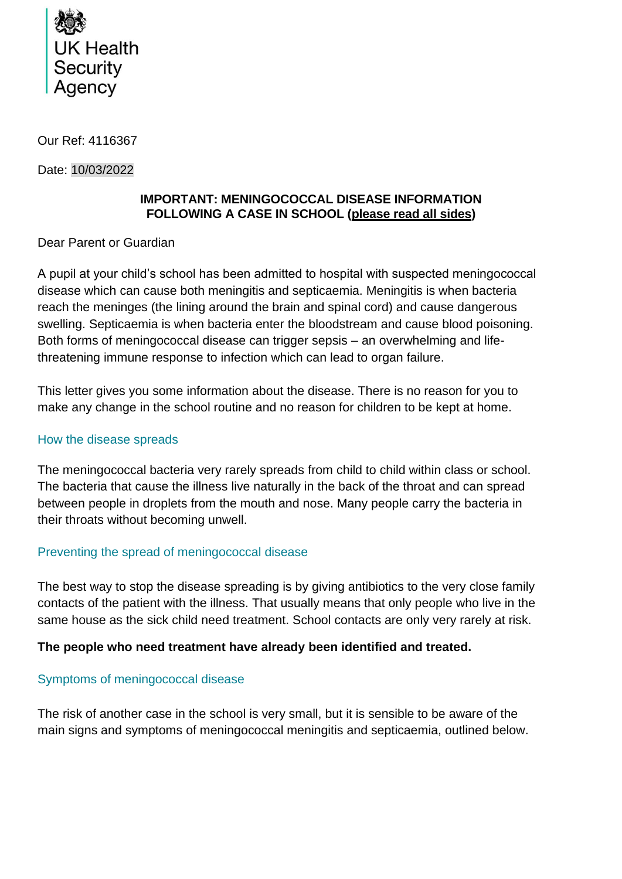UK Health Security Agency

Our Ref: 4116367

Date: 10/03/2022

**IMPORTANT: MENINGOCOCCAL DISEASE INFORMATION FOLLOWING A CASE IN SCHOOL (please read all sides)**

Dear Parent or Guardian

A pupil at your child's school has been admitted to hospital with suspected meningococcal disease which can cause both meningitis and septicaemia. Meningitis is when bacteria reach the meninges (the lining around the brain and spinal cord) and cause dangerous swelling. Septicaemia is when bacteria enter the bloodstream and cause blood poisoning. Both forms of meningococcal disease can trigger sepsis – an overwhelming and life-threatening immune response to infection which can lead to organ failure.

This letter gives you some information about the disease. There is no reason for you to make any change in the school routine and no reason for children to be kept at home.

## How the disease spreads

The meningococcal bacteria very rarely spreads from child to child within class or school. The bacteria that cause the illness live naturally in the back of the throat and can spread between people in droplets from the mouth and nose. Many people carry the bacteria in their throats without becoming unwell.

## Preventing the spread of meningococcal disease

The best way to stop the disease spreading is by giving antibiotics to the very close family contacts of the patient with the illness. That usually means that only people who live in the same house as the sick child need treatment. School contacts are only very rarely at risk.

**The people who need treatment have already been identified and treated.**

## Symptoms of meningococcal disease

The risk of another case in the school is very small, but it is sensible to be aware of the main signs and symptoms of meningococcal meningitis and septicaemia, outlined below.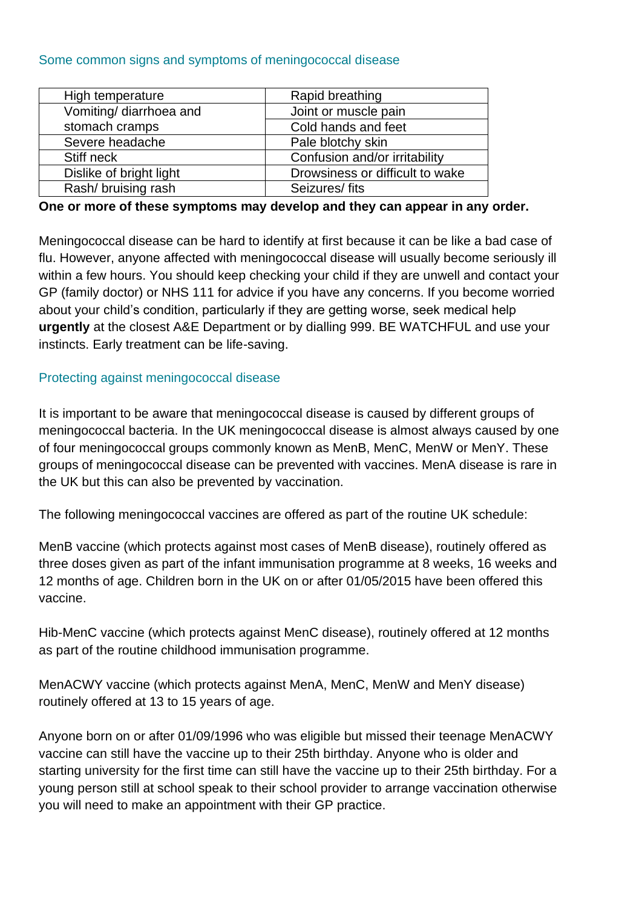## Some common signs and symptoms of meningococcal disease

| High temperature | Rapid breathing |
|---|---|
| Vomiting/ diarrhoea and stomach cramps | Joint or muscle pain |
| | Cold hands and feet |
| Severe headache | Pale blotchy skin |
| Stiff neck | Confusion and/or irritability |
| Dislike of bright light | Drowsiness or difficult to wake |
| Rash/ bruising rash | Seizures/ fits |

**One or more of these symptoms may develop and they can appear in any order.**

Meningococcal disease can be hard to identify at first because it can be like a bad case of flu. However, anyone affected with meningococcal disease will usually become seriously ill within a few hours. You should keep checking your child if they are unwell and contact your GP (family doctor) or NHS 111 for advice if you have any concerns. If you become worried about your child's condition, particularly if they are getting worse, seek medical help **urgently** at the closest A&E Department or by dialling 999. BE WATCHFUL and use your instincts. Early treatment can be life-saving.

## Protecting against meningococcal disease

It is important to be aware that meningococcal disease is caused by different groups of meningococcal bacteria. In the UK meningococcal disease is almost always caused by one of four meningococcal groups commonly known as MenB, MenC, MenW or MenY. These groups of meningococcal disease can be prevented with vaccines. MenA disease is rare in the UK but this can also be prevented by vaccination.

The following meningococcal vaccines are offered as part of the routine UK schedule:

MenB vaccine (which protects against most cases of MenB disease), routinely offered as three doses given as part of the infant immunisation programme at 8 weeks, 16 weeks and 12 months of age. Children born in the UK on or after 01/05/2015 have been offered this vaccine.

Hib-MenC vaccine (which protects against MenC disease), routinely offered at 12 months as part of the routine childhood immunisation programme.

MenACWY vaccine (which protects against MenA, MenC, MenW and MenY disease) routinely offered at 13 to 15 years of age.

Anyone born on or after 01/09/1996 who was eligible but missed their teenage MenACWY vaccine can still have the vaccine up to their 25th birthday. Anyone who is older and starting university for the first time can still have the vaccine up to their 25th birthday. For a young person still at school speak to their school provider to arrange vaccination otherwise you will need to make an appointment with their GP practice.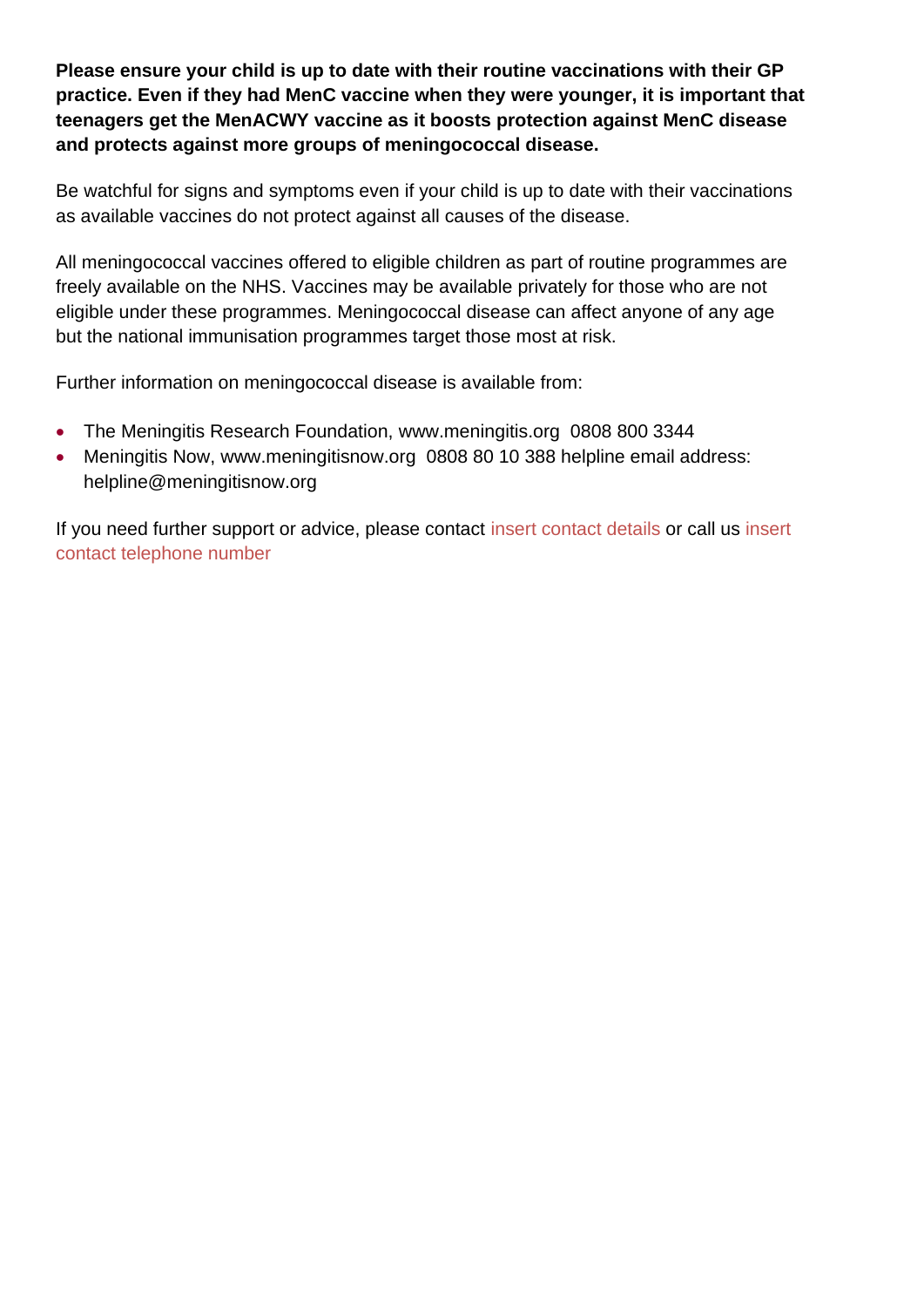**Please ensure your child is up to date with their routine vaccinations with their GP practice. Even if they had MenC vaccine when they were younger, it is important that teenagers get the MenACWY vaccine as it boosts protection against MenC disease and protects against more groups of meningococcal disease.**

Be watchful for signs and symptoms even if your child is up to date with their vaccinations as available vaccines do not protect against all causes of the disease.

All meningococcal vaccines offered to eligible children as part of routine programmes are freely available on the NHS. Vaccines may be available privately for those who are not eligible under these programmes. Meningococcal disease can affect anyone of any age but the national immunisation programmes target those most at risk.

Further information on meningococcal disease is available from:

- The Meningitis Research Foundation, www.meningitis.org 0808 800 3344
- Meningitis Now, www.meningitisnow.org 0808 80 10 388 helpline email address: helpline@meningitisnow.org

If you need further support or advice, please contact insert contact details or call us insert contact telephone number